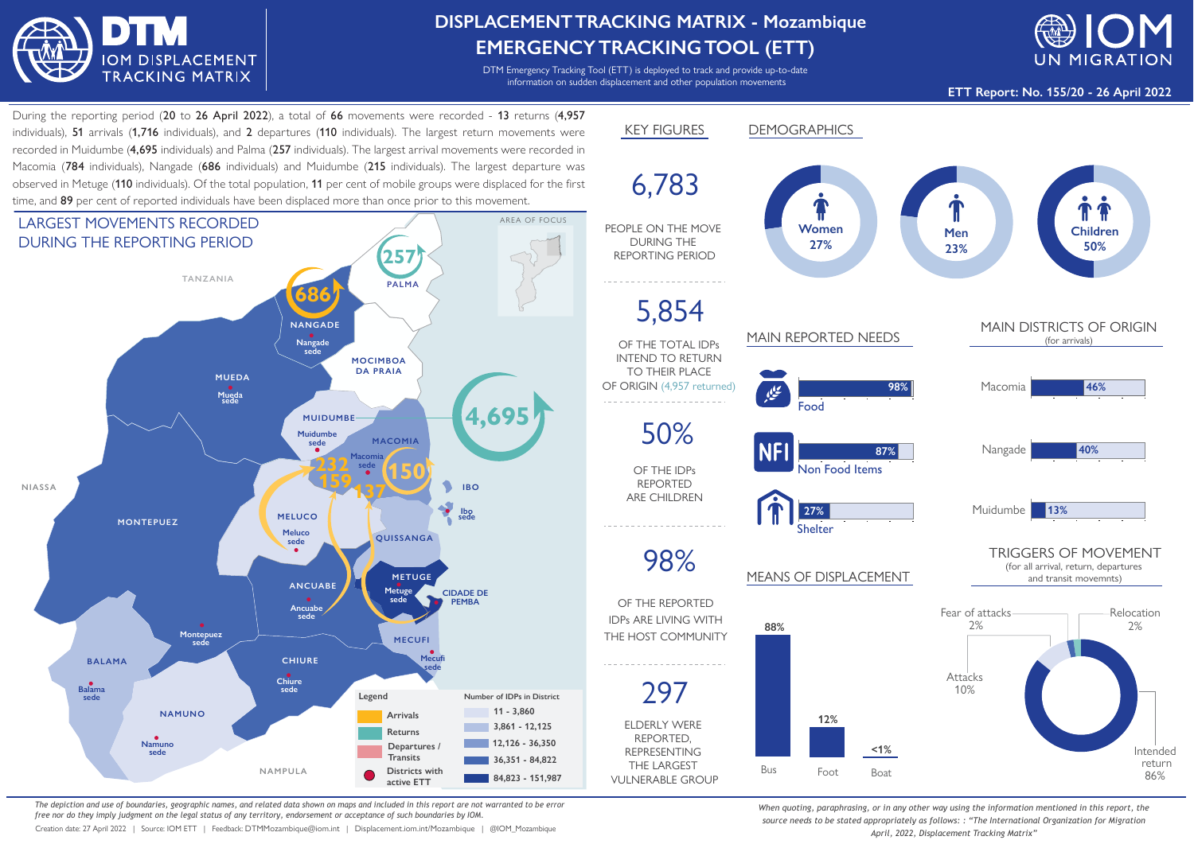# DISPLACEMENT TRACKING MATRIX - Mozambique
# EMERGENCY TRACKING TOOL (ETT)

DTM Emergency Tracking Tool (ETT) is deployed to track and provide up-to-date information on sudden displacement and other population movements

**ETT Report: No. 155/20 - 26 April 2022**

During the reporting period (**20** to **26 April 2022**), a total of **66** movements were recorded - **13** returns (**4,957** individuals), **51** arrivals (**1,716** individuals), and **2** departures (**110** individuals). The largest return movements were recorded in Muidumbe (**4,695** individuals) and Palma (**257** individuals). The largest arrival movements were recorded in Macomia (**784** individuals), Nangade (**686** individuals) and Muidumbe (**215** individuals). The largest departure was observed in Metuge (**110** individuals). Of the total population, **11** per cent of mobile groups were displaced for the first time, and **89** per cent of reported individuals have been displaced more than once prior to this movement.

## LARGEST MOVEMENTS RECORDED DURING THE REPORTING PERIOD

Map labels: Palma 257; Nangade 686; Muidumbe 4,695; Macomia 150, 232, 159, 137; Tanzania; Niassa; Nampula; Mueda; Mocimboa da Praia; Ibo; Quissanga; Meluco; Montepuez; Ancuabe; Metuge; Cidade de Pemba; Mecufi; Chiure; Balama; Namuno.

Legend: Arrivals; Returns; Departures / Transits; Districts with active ETT

Number of IDPs in District: 11 - 3,860; 3,861 - 12,125; 12,126 - 36,350; 36,351 - 84,822; 84,823 - 151,987

## KEY FIGURES

**6,783** PEOPLE ON THE MOVE DURING THE REPORTING PERIOD

**5,854** OF THE TOTAL IDPs INTEND TO RETURN TO THEIR PLACE OF ORIGIN (4,957 returned)

**50%** OF THE IDPs REPORTED ARE CHILDREN

**98%** OF THE REPORTED IDPs ARE LIVING WITH THE HOST COMMUNITY

**297** ELDERLY WERE REPORTED, REPRESENTING THE LARGEST VULNERABLE GROUP

## DEMOGRAPHICS

| Women | Men | Children |
|---|---|---|
| 27% | 23% | 50% |

## MAIN REPORTED NEEDS

| Need | % |
|---|---|
| Food | 98% |
| Non Food Items | 87% |
| Shelter | 27% |

## MAIN DISTRICTS OF ORIGIN (for arrivals)

| District | % |
|---|---|
| Macomia | 46% |
| Nangade | 40% |
| Muidumbe | 13% |

## MEANS OF DISPLACEMENT

| Bus | Foot | Boat |
|---|---|---|
| 88% | 12% | <1% |

## TRIGGERS OF MOVEMENT (for all arrival, return, departures and transit movemnts)

| Trigger | % |
|---|---|
| Intended return | 86% |
| Attacks | 10% |
| Fear of attacks | 2% |
| Relocation | 2% |

*The depiction and use of boundaries, geographic names, and related data shown on maps and included in this report are not warranted to be error free nor do they imply judgment on the legal status of any territory, endorsement or acceptance of such boundaries by IOM.*

Creation date: 27 April 2022 | Source: IOM ETT | Feedback: DTMMozambique@iom.int | Displacement.iom.int/Mozambique | @IOM_Mozambique

*When quoting, paraphrasing, or in any other way using the information mentioned in this report, the source needs to be stated appropriately as follows: : "The International Organization for Migration April, 2022, Displacement Tracking Matrix"*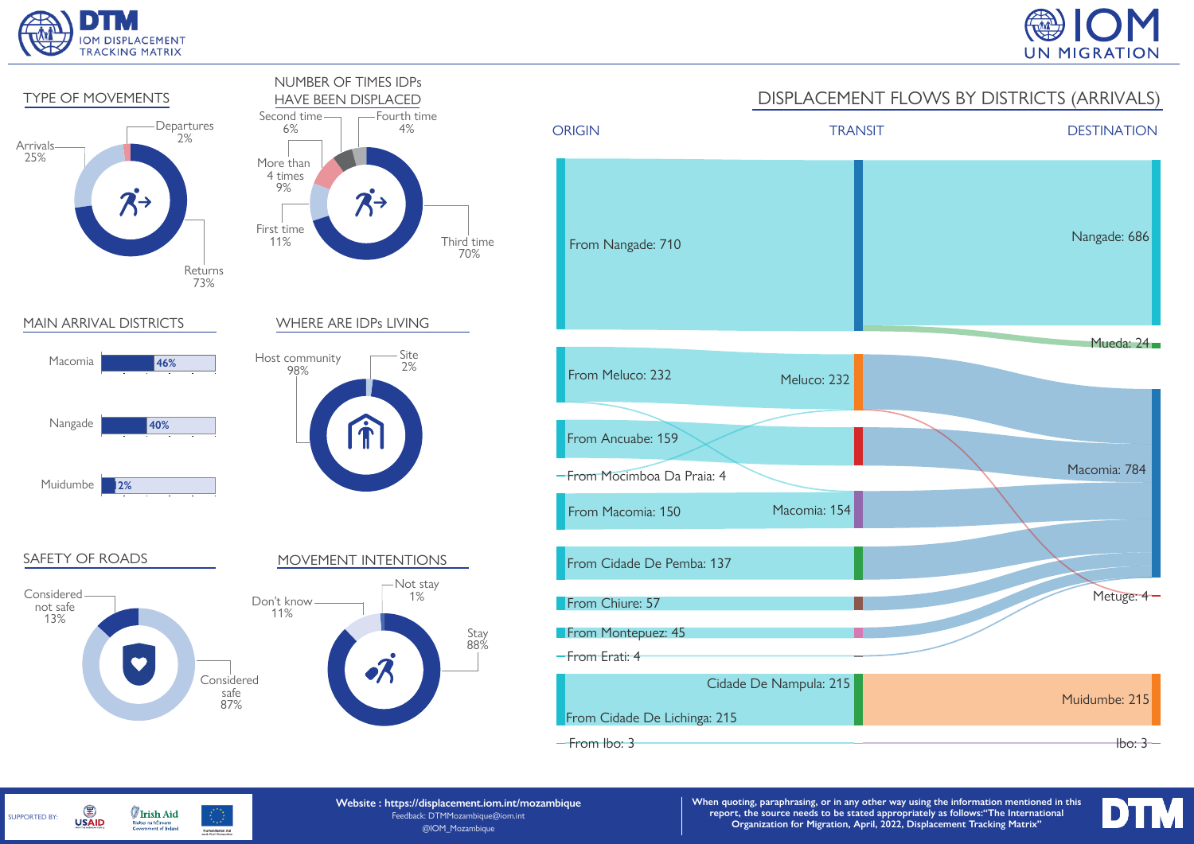## TYPE OF MOVEMENTS

- Arrivals 25%
- Departures 2%
- Returns 73%

## NUMBER OF TIMES IDPs HAVE BEEN DISPLACED

- Second time 6%
- Fourth time 4%
- More than 4 times 9%
- First time 11%
- Third time 70%

## MAIN ARRIVAL DISTRICTS

| District | % |
|---|---|
| Macomia | 46% |
| Nangade | 40% |
| Muidumbe | 2% |

## WHERE ARE IDPs LIVING

- Host community 98%
- Site 2%

## SAFETY OF ROADS

- Considered not safe 13%
- Considered safe 87%

## MOVEMENT INTENTIONS

- Don't know 11%
- Not stay 1%
- Stay 88%

## DISPLACEMENT FLOWS BY DISTRICTS (ARRIVALS)

| ORIGIN | TRANSIT | DESTINATION |
|---|---|---|
| From Nangade: 710 | | Nangade: 686 |
| | | Mueda: 24 |
| From Meluco: 232 | Meluco: 232 | Macomia: 784 |
| From Ancuabe: 159 | | |
| From Mocimboa Da Praia: 4 | | |
| From Macomia: 150 | Macomia: 154 | |
| From Cidade De Pemba: 137 | | |
| From Chiure: 57 | | Metuge: 4 |
| From Montepuez: 45 | | |
| From Erati: 4 | | |
| From Cidade De Lichinga: 215 | Cidade De Nampula: 215 | Muidumbe: 215 |
| From Ibo: 3 | | Ibo: 3 |

SUPPORTED BY: USAID, Irish Aid, EU Humanitarian Aid

**Website : https://displacement.iom.int/mozambique**
Feedback: DTMMozambique@iom.int
@IOM_Mozambique

**When quoting, paraphrasing, or in any other way using the information mentioned in this report, the source needs to be stated appropriately as follows:"The International Organization for Migration, April, 2022, Displacement Tracking Matrix"**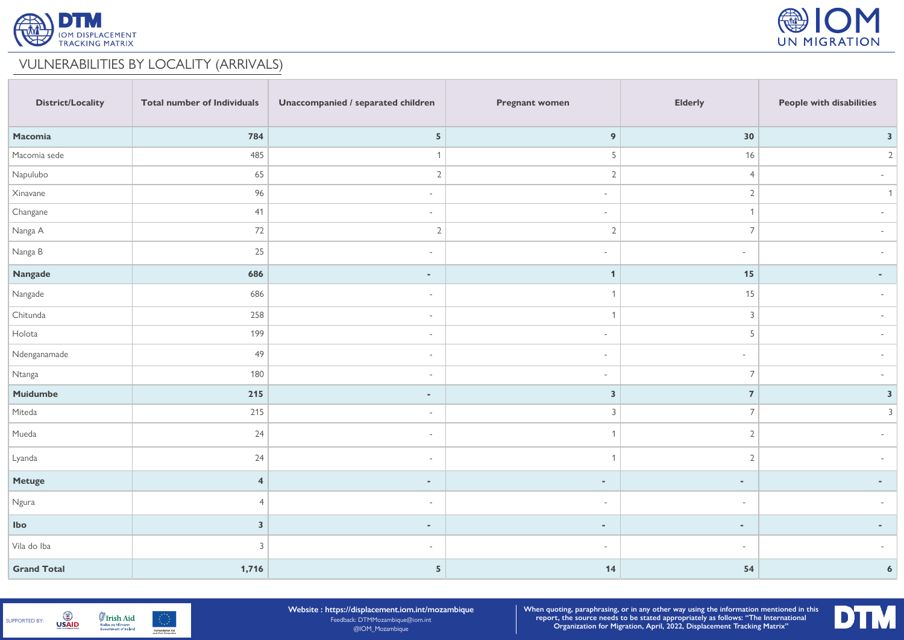# VULNERABILITIES BY LOCALITY (ARRIVALS)

| District/Locality | Total number of Individuals | Unaccompanied / separated children | Pregnant women | Elderly | People with disabilities |
|---|---|---|---|---|---|
| **Macomia** | **784** | **5** | **9** | **30** | **3** |
| Macomia sede | 485 | 1 | 5 | 16 | 2 |
| Napulubo | 65 | 2 | 2 | 4 | - |
| Xinavane | 96 | - | - | 2 | 1 |
| Changane | 41 | - | - | 1 | - |
| Nanga A | 72 | 2 | 2 | 7 | - |
| Nanga B | 25 | - | - | - | - |
| **Nangade** | **686** | **-** | **1** | **15** | **-** |
| Nangade | 686 | - | 1 | 15 | - |
| Chitunda | 258 | - | 1 | 3 | - |
| Holota | 199 | - | - | 5 | - |
| Ndenganamade | 49 | - | - | - | - |
| Ntanga | 180 | - | - | 7 | - |
| **Muidumbe** | **215** | **-** | **3** | **7** | **3** |
| Miteda | 215 | - | 3 | 7 | 3 |
| Mueda | 24 | - | 1 | 2 | - |
| Lyanda | 24 | - | 1 | 2 | - |
| **Metuge** | **4** | **-** | **-** | **-** | **-** |
| Ngura | 4 | - | - | - | - |
| **Ibo** | **3** | **-** | **-** | **-** | **-** |
| Vila do Iba | 3 | - | - | - | - |
| **Grand Total** | **1,716** | **5** | **14** | **54** | **6** |

SUPPORTED BY: USAID, Irish Aid, European Union Humanitarian Aid

Website : https://displacement.iom.int/mozambique
Feedback: DTMMozambique@iom.int
@IOM_Mozambique

When quoting, paraphrasing, or in any other way using the information mentioned in this report, the source needs to be stated appropriately as follows: "The International Organization for Migration, April, 2022, Displacement Tracking Matrix"